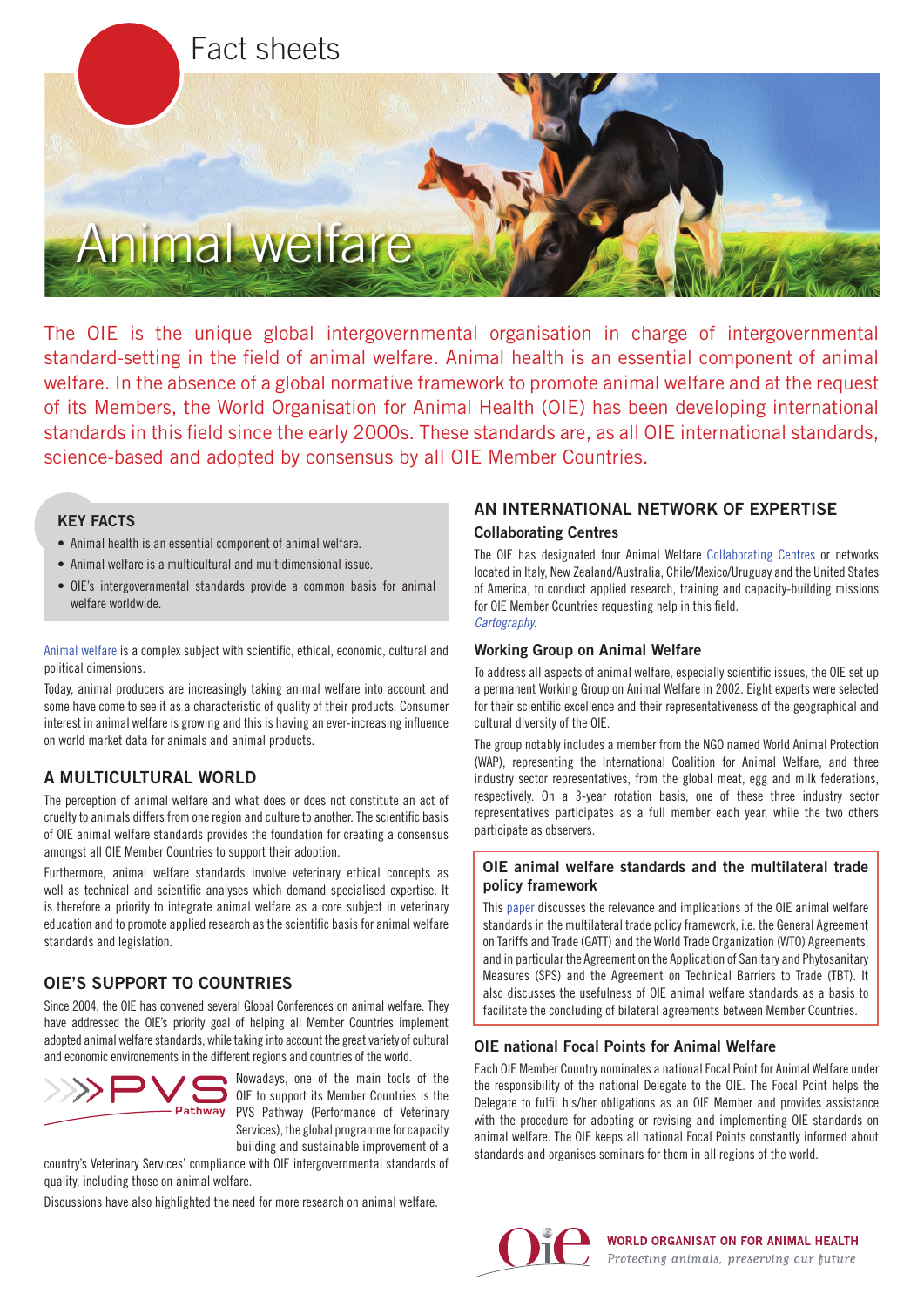Fact sheets

# Animal welfare

The OIE is the unique global intergovernmental organisation in charge of intergovernmental standard-setting in the field of animal welfare. Animal health is an essential component of animal welfare. In the absence of a global normative framework to promote animal welfare and at the request of its Members, the World Organisation for Animal Health (OIE) has been developing international standards in this field since the early 2000s. These standards are, as all OIE international standards, science-based and adopted by consensus by all OIE Member Countries.

### KEY FACTS

- Animal health is an essential component of animal welfare.
- Animal welfare is a multicultural and multidimensional issue.
- OIE's intergovernmental standards provide a common basis for animal welfare worldwide.

Animal welfare is a complex subject with scientific, ethical, economic, cultural and political dimensions.

Today, animal producers are increasingly taking animal welfare into account and some have come to see it as a characteristic of quality of their products. Consumer interest in animal welfare is growing and this is having an ever-increasing influence on world market data for animals and animal products.

## A MULTICULTURAL WORLD

The perception of animal welfare and what does or does not constitute an act of cruelty to animals differs from one region and culture to another. The scientific basis of OIE animal welfare standards provides the foundation for creating a consensus amongst all OIE Member Countries to support their adoption.

Furthermore, animal welfare standards involve veterinary ethical concepts as well as technical and scientific analyses which demand specialised expertise. It is therefore a priority to integrate animal welfare as a core subject in veterinary education and to promote applied research as the scientific basis for animal welfare standards and legislation.

## OIE'S SUPPORT TO COUNTRIES

Since 2004, the OIE has convened several Global Conferences on animal welfare. They have addressed the OIE's priority goal of helping all Member Countries implement adopted animal welfare standards, while taking into account the great variety of cultural and economic environements in the different regions and countries of the world.

Nowadays, one of the main tools of the OIE to support its Member Countries is the PVS Pathway (Performance of Veterinary Services), the global programme for capacity building and sustainable improvement of a country's Veterinary Services' compliance with OIE intergovernmental standards of quality, including those on animal welfare.

Discussions have also highlighted the need for more research on animal welfare.

## AN INTERNATIONAL NETWORK OF EXPERTISE

### Collaborating Centres

The OIE has designated four Animal Welfare Collaborating Centres or networks located in Italy, New Zealand/Australia, Chile/Mexico/Uruguay and the United States of America, to conduct applied research, training and capacity-building missions for OIE Member Countries requesting help in this field.

*Cartography.*

### Working Group on Animal Welfare

To address all aspects of animal welfare, especially scientific issues, the OIE set up a permanent Working Group on Animal Welfare in 2002. Eight experts were selected for their scientific excellence and their representativeness of the geographical and cultural diversity of the OIE.

The group notably includes a member from the NGO named World Animal Protection (WAP), representing the International Coalition for Animal Welfare, and three industry sector representatives, from the global meat, egg and milk federations, respectively. On a 3-year rotation basis, one of these three industry sector representatives participates as a full member each year, while the two others participate as observers.

### OIE animal welfare standards and the multilateral trade policy framework

This paper discusses the relevance and implications of the OIE animal welfare standards in the multilateral trade policy framework, i.e. the General Agreement on Tariffs and Trade (GATT) and the World Trade Organization (WTO) Agreements, and in particular the Agreement on the Application of Sanitary and Phytosanitary Measures (SPS) and the Agreement on Technical Barriers to Trade (TBT). It also discusses the usefulness of OIE animal welfare standards as a basis to facilitate the concluding of bilateral agreements between Member Countries.

### OIE national Focal Points for Animal Welfare

Each OIE Member Country nominates a national Focal Point for Animal Welfare under the responsibility of the national Delegate to the OIE. The Focal Point helps the Delegate to fulfil his/her obligations as an OIE Member and provides assistance with the procedure for adopting or revising and implementing OIE standards on animal welfare. The OIE keeps all national Focal Points constantly informed about standards and organises seminars for them in all regions of the world.

WORLD ORGANISATION FOR ANIMAL HEALTH
*Protecting animals, preserving our future*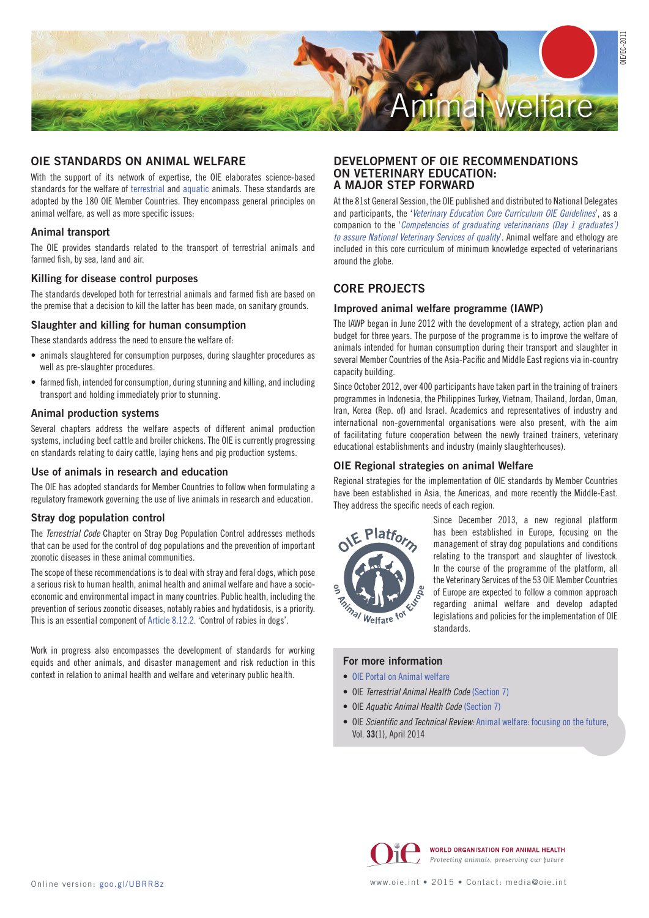# Animal welfare

## OIE STANDARDS ON ANIMAL WELFARE

With the support of its network of expertise, the OIE elaborates science-based standards for the welfare of terrestrial and aquatic animals. These standards are adopted by the 180 OIE Member Countries. They encompass general principles on animal welfare, as well as more specific issues:

### Animal transport

The OIE provides standards related to the transport of terrestrial animals and farmed fish, by sea, land and air.

### Killing for disease control purposes

The standards developed both for terrestrial animals and farmed fish are based on the premise that a decision to kill the latter has been made, on sanitary grounds.

### Slaughter and killing for human consumption

These standards address the need to ensure the welfare of:

- animals slaughtered for consumption purposes, during slaughter procedures as well as pre-slaughter procedures.
- farmed fish, intended for consumption, during stunning and killing, and including transport and holding immediately prior to stunning.

### Animal production systems

Several chapters address the welfare aspects of different animal production systems, including beef cattle and broiler chickens. The OIE is currently progressing on standards relating to dairy cattle, laying hens and pig production systems.

### Use of animals in research and education

The OIE has adopted standards for Member Countries to follow when formulating a regulatory framework governing the use of live animals in research and education.

### Stray dog population control

The *Terrestrial Code* Chapter on Stray Dog Population Control addresses methods that can be used for the control of dog populations and the prevention of important zoonotic diseases in these animal communities.

The scope of these recommendations is to deal with stray and feral dogs, which pose a serious risk to human health, animal health and animal welfare and have a socio-economic and environmental impact in many countries. Public health, including the prevention of serious zoonotic diseases, notably rabies and hydatidosis, is a priority. This is an essential component of Article 8.12.2. 'Control of rabies in dogs'.

Work in progress also encompasses the development of standards for working equids and other animals, and disaster management and risk reduction in this context in relation to animal health and welfare and veterinary public health.

## DEVELOPMENT OF OIE RECOMMENDATIONS ON VETERINARY EDUCATION: A MAJOR STEP FORWARD

At the 81st General Session, the OIE published and distributed to National Delegates and participants, the '*Veterinary Education Core Curriculum OIE Guidelines*', as a companion to the '*Competencies of graduating veterinarians (Day 1 graduates') to assure National Veterinary Services of quality*'. Animal welfare and ethology are included in this core curriculum of minimum knowledge expected of veterinarians around the globe.

## CORE PROJECTS

### Improved animal welfare programme (IAWP)

The IAWP began in June 2012 with the development of a strategy, action plan and budget for three years. The purpose of the programme is to improve the welfare of animals intended for human consumption during their transport and slaughter in several Member Countries of the Asia-Pacific and Middle East regions via in-country capacity building.

Since October 2012, over 400 participants have taken part in the training of trainers programmes in Indonesia, the Philippines Turkey, Vietnam, Thailand, Jordan, Oman, Iran, Korea (Rep. of) and Israel. Academics and representatives of industry and international non-governmental organisations were also present, with the aim of facilitating future cooperation between the newly trained trainers, veterinary educational establishments and industry (mainly slaughterhouses).

### OIE Regional strategies on animal Welfare

Regional strategies for the implementation of OIE standards by Member Countries have been established in Asia, the Americas, and more recently the Middle-East. They address the specific needs of each region.

Since December 2013, a new regional platform has been established in Europe, focusing on the management of stray dog populations and conditions relating to the transport and slaughter of livestock. In the course of the programme of the platform, all the Veterinary Services of the 53 OIE Member Countries of Europe are expected to follow a common approach regarding animal welfare and develop adapted legislations and policies for the implementation of OIE standards.

### For more information

- OIE Portal on Animal welfare
- OIE *Terrestrial Animal Health Code* (Section 7)
- OIE *Aquatic Animal Health Code* (Section 7)
- OIE *Scientific and Technical Review:* Animal welfare: focusing on the future, Vol. **33**(1), April 2014

WORLD ORGANISATION FOR ANIMAL HEALTH
*Protecting animals, preserving our future*

Online version: goo.gl/UBRR8z

www.oie.int • 2015 • Contact: media@oie.int